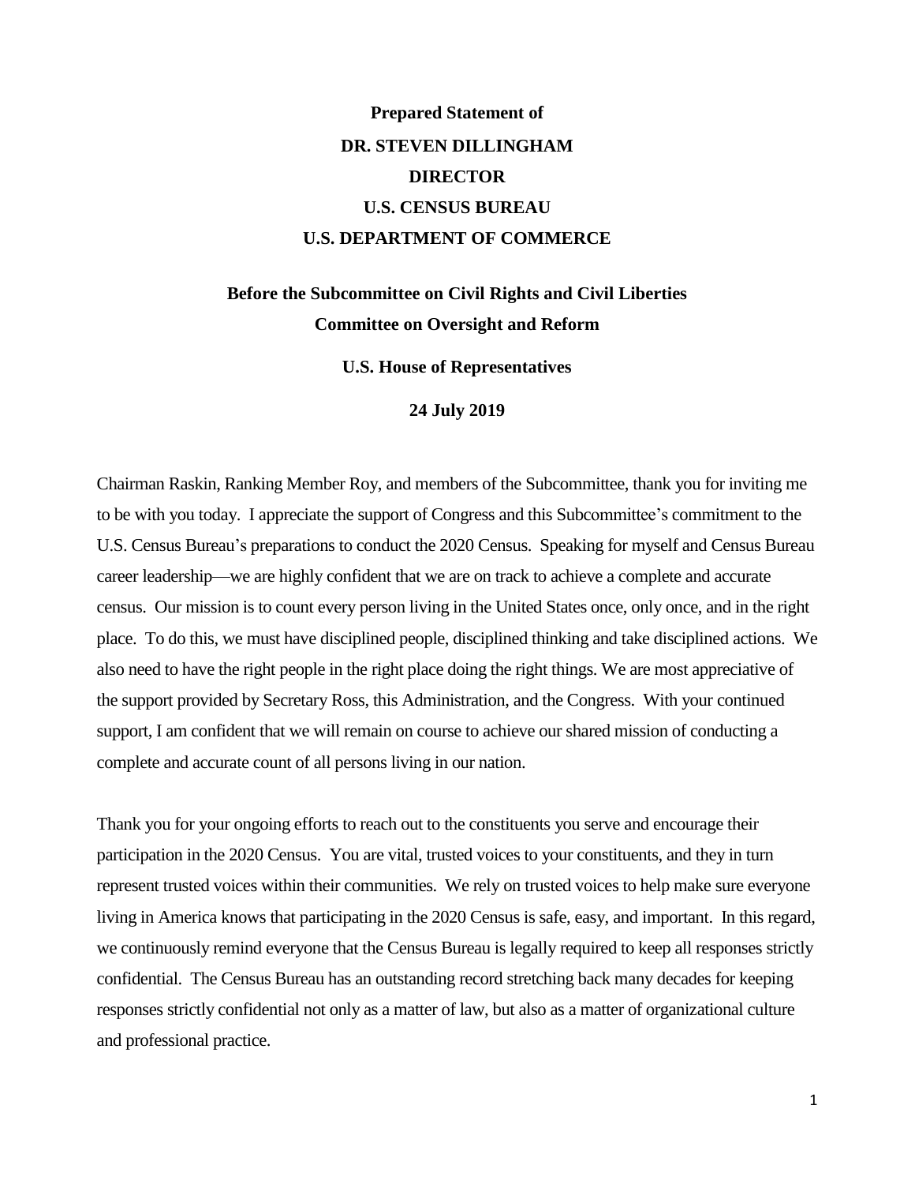**Prepared Statement of**

**DR. STEVEN DILLINGHAM**

**DIRECTOR**

**U.S. CENSUS BUREAU**

**U.S. DEPARTMENT OF COMMERCE**

**Before the Subcommittee on Civil Rights and Civil Liberties**

**Committee on Oversight and Reform**

**U.S. House of Representatives**

**24 July 2019**

Chairman Raskin, Ranking Member Roy, and members of the Subcommittee, thank you for inviting me to be with you today. I appreciate the support of Congress and this Subcommittee's commitment to the U.S. Census Bureau's preparations to conduct the 2020 Census. Speaking for myself and Census Bureau career leadership—we are highly confident that we are on track to achieve a complete and accurate census. Our mission is to count every person living in the United States once, only once, and in the right place. To do this, we must have disciplined people, disciplined thinking and take disciplined actions. We also need to have the right people in the right place doing the right things. We are most appreciative of the support provided by Secretary Ross, this Administration, and the Congress. With your continued support, I am confident that we will remain on course to achieve our shared mission of conducting a complete and accurate count of all persons living in our nation.

Thank you for your ongoing efforts to reach out to the constituents you serve and encourage their participation in the 2020 Census. You are vital, trusted voices to your constituents, and they in turn represent trusted voices within their communities. We rely on trusted voices to help make sure everyone living in America knows that participating in the 2020 Census is safe, easy, and important. In this regard, we continuously remind everyone that the Census Bureau is legally required to keep all responses strictly confidential. The Census Bureau has an outstanding record stretching back many decades for keeping responses strictly confidential not only as a matter of law, but also as a matter of organizational culture and professional practice.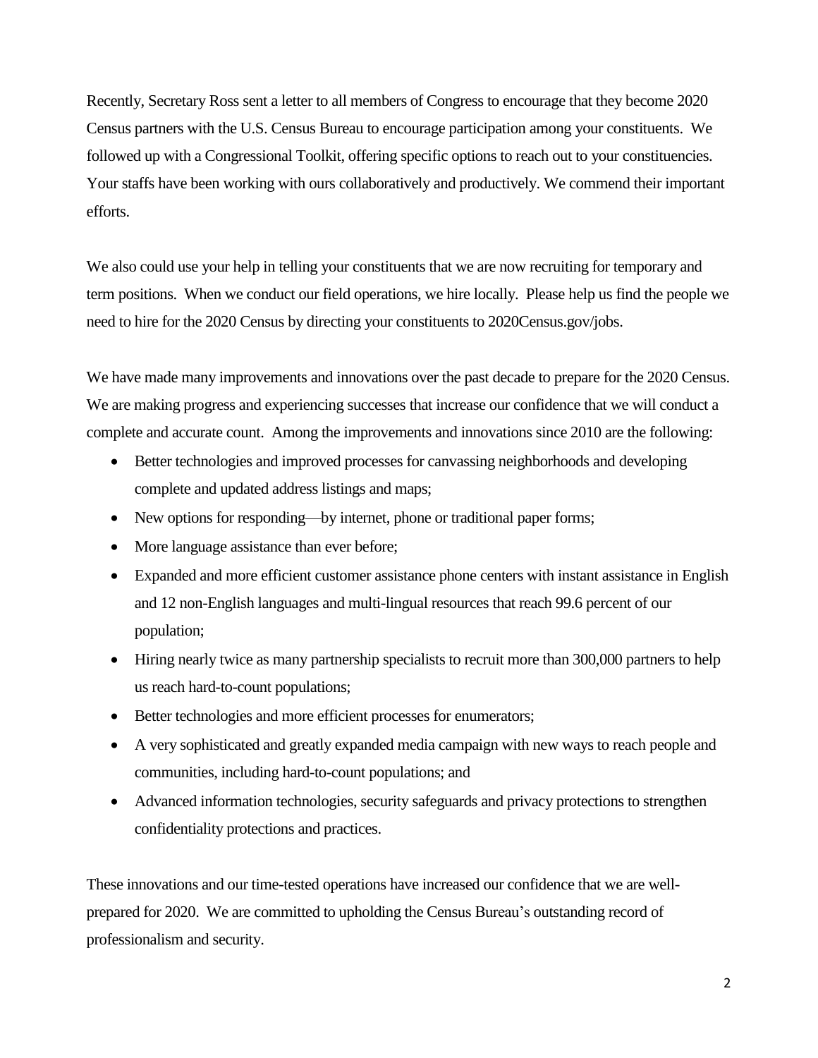Recently, Secretary Ross sent a letter to all members of Congress to encourage that they become 2020 Census partners with the U.S. Census Bureau to encourage participation among your constituents. We followed up with a Congressional Toolkit, offering specific options to reach out to your constituencies. Your staffs have been working with ours collaboratively and productively. We commend their important efforts.

We also could use your help in telling your constituents that we are now recruiting for temporary and term positions. When we conduct our field operations, we hire locally. Please help us find the people we need to hire for the 2020 Census by directing your constituents to 2020Census.gov/jobs.

We have made many improvements and innovations over the past decade to prepare for the 2020 Census. We are making progress and experiencing successes that increase our confidence that we will conduct a complete and accurate count. Among the improvements and innovations since 2010 are the following:

- Better technologies and improved processes for canvassing neighborhoods and developing complete and updated address listings and maps;
- New options for responding—by internet, phone or traditional paper forms;
- More language assistance than ever before;
- Expanded and more efficient customer assistance phone centers with instant assistance in English and 12 non-English languages and multi-lingual resources that reach 99.6 percent of our population;
- Hiring nearly twice as many partnership specialists to recruit more than 300,000 partners to help us reach hard-to-count populations;
- Better technologies and more efficient processes for enumerators;
- A very sophisticated and greatly expanded media campaign with new ways to reach people and communities, including hard-to-count populations; and
- Advanced information technologies, security safeguards and privacy protections to strengthen confidentiality protections and practices.

These innovations and our time-tested operations have increased our confidence that we are well-prepared for 2020. We are committed to upholding the Census Bureau's outstanding record of professionalism and security.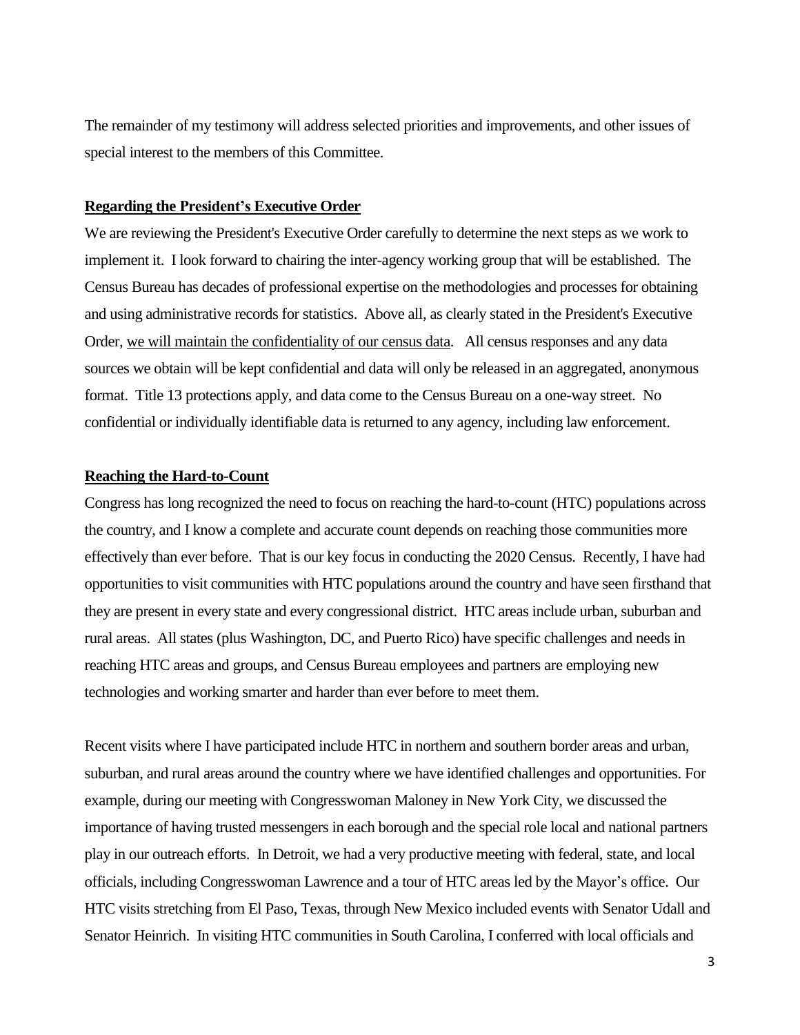The remainder of my testimony will address selected priorities and improvements, and other issues of special interest to the members of this Committee.

**<u>Regarding the President's Executive Order</u>**

We are reviewing the President's Executive Order carefully to determine the next steps as we work to implement it. I look forward to chairing the inter-agency working group that will be established. The Census Bureau has decades of professional expertise on the methodologies and processes for obtaining and using administrative records for statistics. Above all, as clearly stated in the President's Executive Order, <u>we will maintain the confidentiality of our census data</u>. All census responses and any data sources we obtain will be kept confidential and data will only be released in an aggregated, anonymous format. Title 13 protections apply, and data come to the Census Bureau on a one-way street. No confidential or individually identifiable data is returned to any agency, including law enforcement.

**<u>Reaching the Hard-to-Count</u>**

Congress has long recognized the need to focus on reaching the hard-to-count (HTC) populations across the country, and I know a complete and accurate count depends on reaching those communities more effectively than ever before. That is our key focus in conducting the 2020 Census. Recently, I have had opportunities to visit communities with HTC populations around the country and have seen firsthand that they are present in every state and every congressional district. HTC areas include urban, suburban and rural areas. All states (plus Washington, DC, and Puerto Rico) have specific challenges and needs in reaching HTC areas and groups, and Census Bureau employees and partners are employing new technologies and working smarter and harder than ever before to meet them.

Recent visits where I have participated include HTC in northern and southern border areas and urban, suburban, and rural areas around the country where we have identified challenges and opportunities. For example, during our meeting with Congresswoman Maloney in New York City, we discussed the importance of having trusted messengers in each borough and the special role local and national partners play in our outreach efforts. In Detroit, we had a very productive meeting with federal, state, and local officials, including Congresswoman Lawrence and a tour of HTC areas led by the Mayor's office. Our HTC visits stretching from El Paso, Texas, through New Mexico included events with Senator Udall and Senator Heinrich. In visiting HTC communities in South Carolina, I conferred with local officials and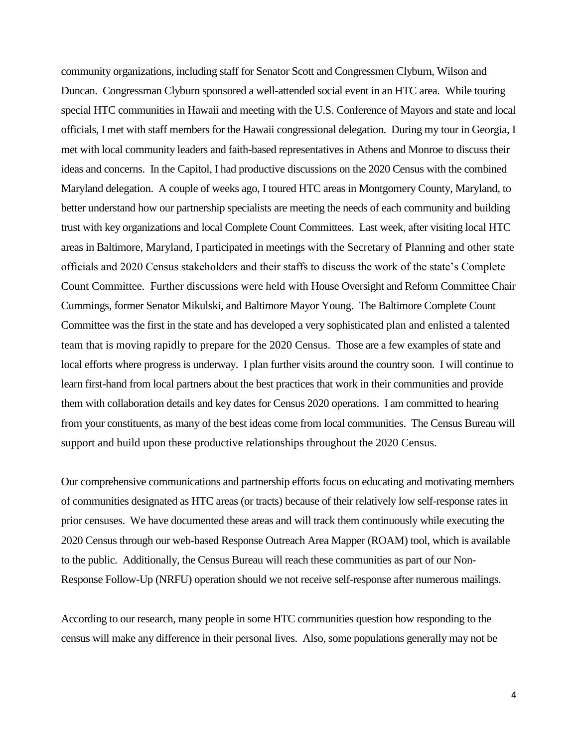community organizations, including staff for Senator Scott and Congressmen Clyburn, Wilson and Duncan. Congressman Clyburn sponsored a well-attended social event in an HTC area. While touring special HTC communities in Hawaii and meeting with the U.S. Conference of Mayors and state and local officials, I met with staff members for the Hawaii congressional delegation. During my tour in Georgia, I met with local community leaders and faith-based representatives in Athens and Monroe to discuss their ideas and concerns. In the Capitol, I had productive discussions on the 2020 Census with the combined Maryland delegation. A couple of weeks ago, I toured HTC areas in Montgomery County, Maryland, to better understand how our partnership specialists are meeting the needs of each community and building trust with key organizations and local Complete Count Committees. Last week, after visiting local HTC areas in Baltimore, Maryland, I participated in meetings with the Secretary of Planning and other state officials and 2020 Census stakeholders and their staffs to discuss the work of the state's Complete Count Committee. Further discussions were held with House Oversight and Reform Committee Chair Cummings, former Senator Mikulski, and Baltimore Mayor Young. The Baltimore Complete Count Committee was the first in the state and has developed a very sophisticated plan and enlisted a talented team that is moving rapidly to prepare for the 2020 Census. Those are a few examples of state and local efforts where progress is underway. I plan further visits around the country soon. I will continue to learn first-hand from local partners about the best practices that work in their communities and provide them with collaboration details and key dates for Census 2020 operations. I am committed to hearing from your constituents, as many of the best ideas come from local communities. The Census Bureau will support and build upon these productive relationships throughout the 2020 Census.

Our comprehensive communications and partnership efforts focus on educating and motivating members of communities designated as HTC areas (or tracts) because of their relatively low self-response rates in prior censuses. We have documented these areas and will track them continuously while executing the 2020 Census through our web-based Response Outreach Area Mapper (ROAM) tool, which is available to the public. Additionally, the Census Bureau will reach these communities as part of our Non-Response Follow-Up (NRFU) operation should we not receive self-response after numerous mailings.

According to our research, many people in some HTC communities question how responding to the census will make any difference in their personal lives. Also, some populations generally may not be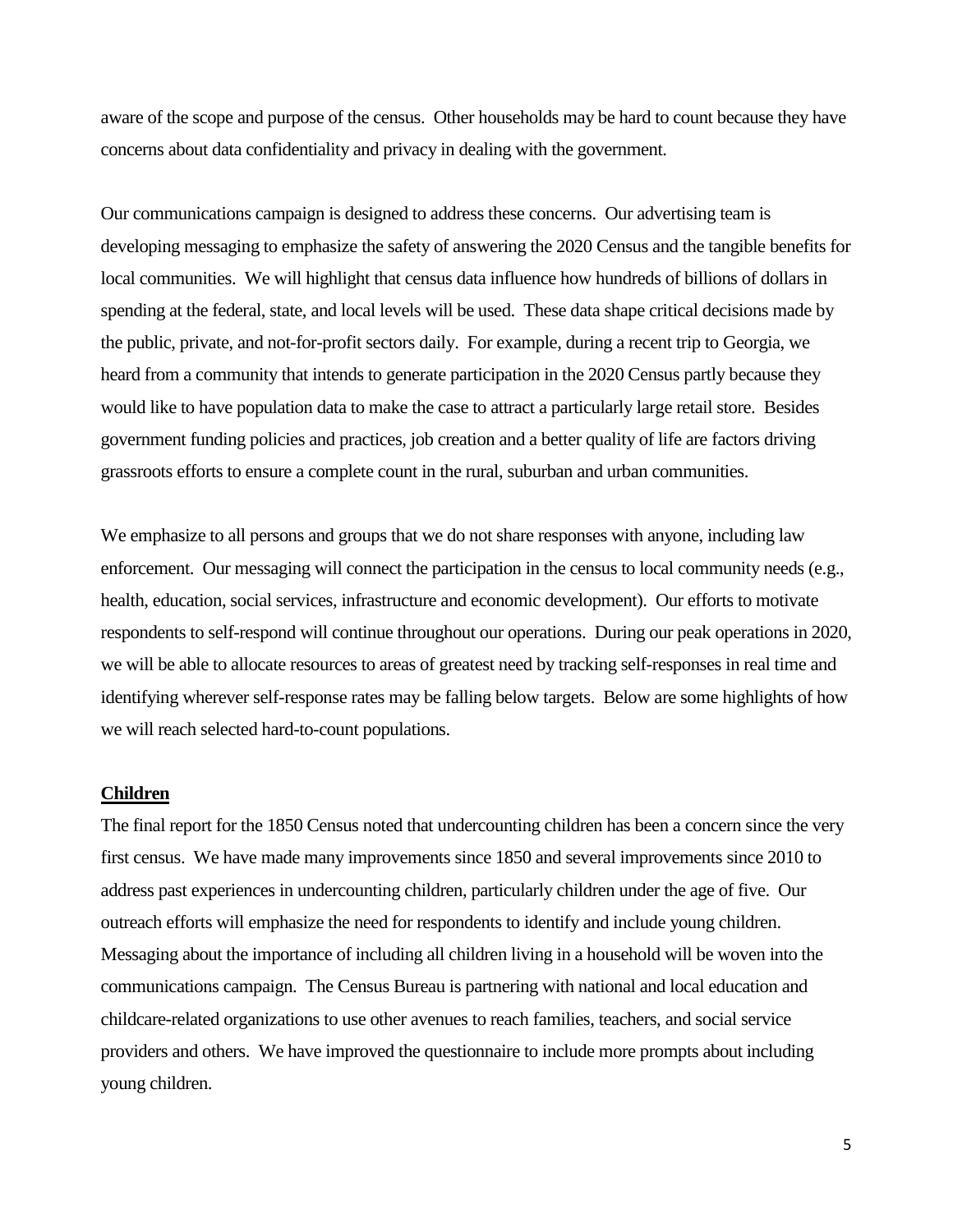aware of the scope and purpose of the census. Other households may be hard to count because they have concerns about data confidentiality and privacy in dealing with the government.

Our communications campaign is designed to address these concerns. Our advertising team is developing messaging to emphasize the safety of answering the 2020 Census and the tangible benefits for local communities. We will highlight that census data influence how hundreds of billions of dollars in spending at the federal, state, and local levels will be used. These data shape critical decisions made by the public, private, and not-for-profit sectors daily. For example, during a recent trip to Georgia, we heard from a community that intends to generate participation in the 2020 Census partly because they would like to have population data to make the case to attract a particularly large retail store. Besides government funding policies and practices, job creation and a better quality of life are factors driving grassroots efforts to ensure a complete count in the rural, suburban and urban communities.

We emphasize to all persons and groups that we do not share responses with anyone, including law enforcement. Our messaging will connect the participation in the census to local community needs (e.g., health, education, social services, infrastructure and economic development). Our efforts to motivate respondents to self-respond will continue throughout our operations. During our peak operations in 2020, we will be able to allocate resources to areas of greatest need by tracking self-responses in real time and identifying wherever self-response rates may be falling below targets. Below are some highlights of how we will reach selected hard-to-count populations.

**Children**

The final report for the 1850 Census noted that undercounting children has been a concern since the very first census. We have made many improvements since 1850 and several improvements since 2010 to address past experiences in undercounting children, particularly children under the age of five. Our outreach efforts will emphasize the need for respondents to identify and include young children. Messaging about the importance of including all children living in a household will be woven into the communications campaign. The Census Bureau is partnering with national and local education and childcare-related organizations to use other avenues to reach families, teachers, and social service providers and others. We have improved the questionnaire to include more prompts about including young children.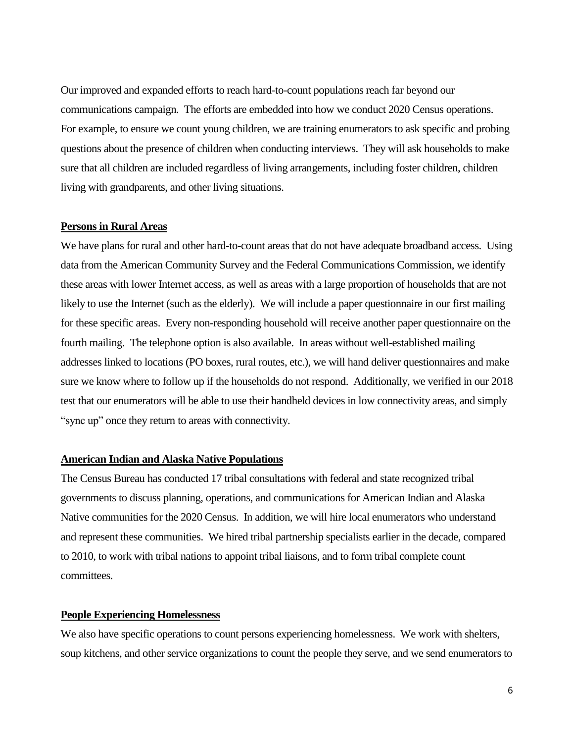Our improved and expanded efforts to reach hard-to-count populations reach far beyond our communications campaign. The efforts are embedded into how we conduct 2020 Census operations. For example, to ensure we count young children, we are training enumerators to ask specific and probing questions about the presence of children when conducting interviews. They will ask households to make sure that all children are included regardless of living arrangements, including foster children, children living with grandparents, and other living situations.

**Persons in Rural Areas**

We have plans for rural and other hard-to-count areas that do not have adequate broadband access. Using data from the American Community Survey and the Federal Communications Commission, we identify these areas with lower Internet access, as well as areas with a large proportion of households that are not likely to use the Internet (such as the elderly). We will include a paper questionnaire in our first mailing for these specific areas. Every non-responding household will receive another paper questionnaire on the fourth mailing. The telephone option is also available. In areas without well-established mailing addresses linked to locations (PO boxes, rural routes, etc.), we will hand deliver questionnaires and make sure we know where to follow up if the households do not respond. Additionally, we verified in our 2018 test that our enumerators will be able to use their handheld devices in low connectivity areas, and simply "sync up" once they return to areas with connectivity.

**American Indian and Alaska Native Populations**

The Census Bureau has conducted 17 tribal consultations with federal and state recognized tribal governments to discuss planning, operations, and communications for American Indian and Alaska Native communities for the 2020 Census. In addition, we will hire local enumerators who understand and represent these communities. We hired tribal partnership specialists earlier in the decade, compared to 2010, to work with tribal nations to appoint tribal liaisons, and to form tribal complete count committees.

**People Experiencing Homelessness**

We also have specific operations to count persons experiencing homelessness. We work with shelters, soup kitchens, and other service organizations to count the people they serve, and we send enumerators to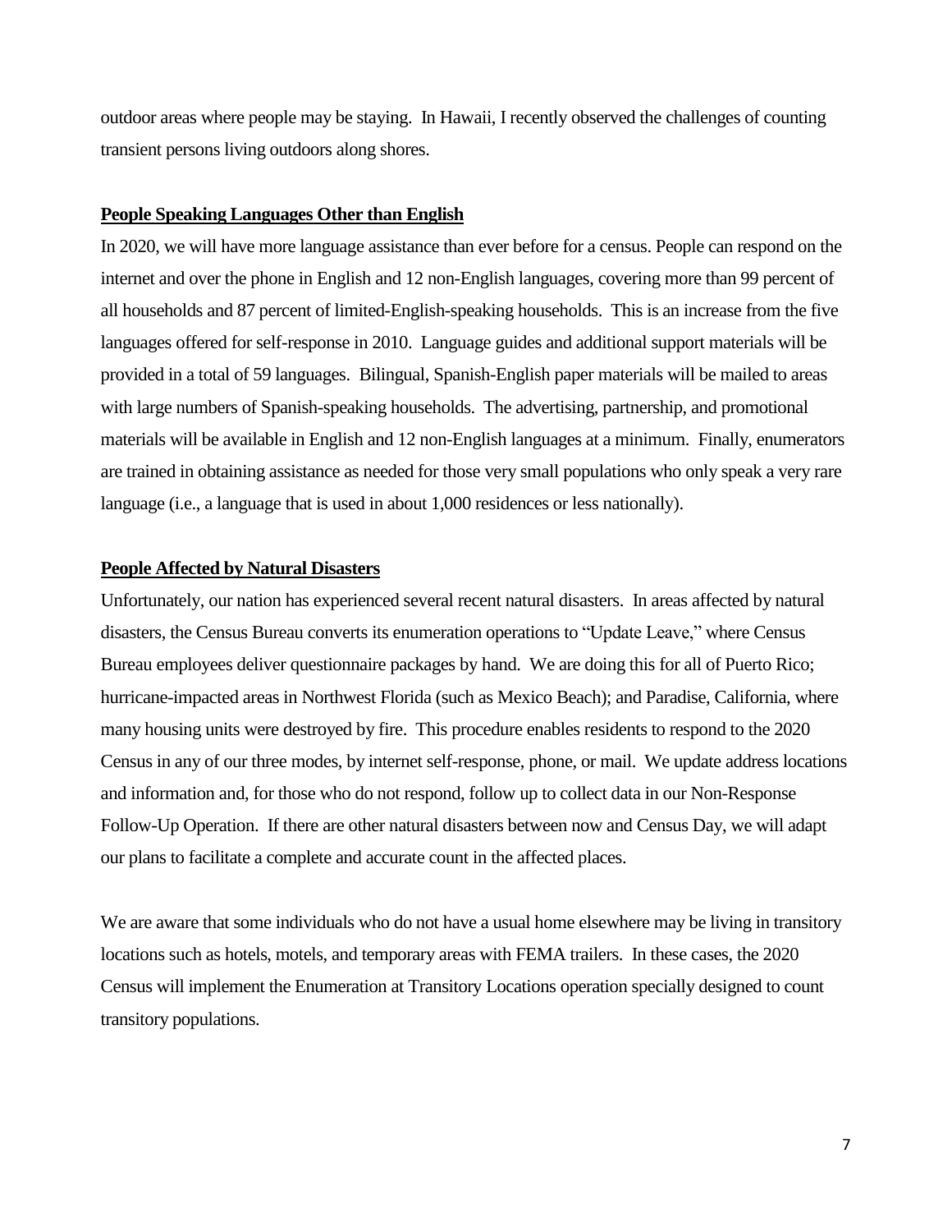outdoor areas where people may be staying. In Hawaii, I recently observed the challenges of counting transient persons living outdoors along shores.

**People Speaking Languages Other than English**

In 2020, we will have more language assistance than ever before for a census. People can respond on the internet and over the phone in English and 12 non-English languages, covering more than 99 percent of all households and 87 percent of limited-English-speaking households. This is an increase from the five languages offered for self-response in 2010. Language guides and additional support materials will be provided in a total of 59 languages. Bilingual, Spanish-English paper materials will be mailed to areas with large numbers of Spanish-speaking households. The advertising, partnership, and promotional materials will be available in English and 12 non-English languages at a minimum. Finally, enumerators are trained in obtaining assistance as needed for those very small populations who only speak a very rare language (i.e., a language that is used in about 1,000 residences or less nationally).

**People Affected by Natural Disasters**

Unfortunately, our nation has experienced several recent natural disasters. In areas affected by natural disasters, the Census Bureau converts its enumeration operations to "Update Leave," where Census Bureau employees deliver questionnaire packages by hand. We are doing this for all of Puerto Rico; hurricane-impacted areas in Northwest Florida (such as Mexico Beach); and Paradise, California, where many housing units were destroyed by fire. This procedure enables residents to respond to the 2020 Census in any of our three modes, by internet self-response, phone, or mail. We update address locations and information and, for those who do not respond, follow up to collect data in our Non-Response Follow-Up Operation. If there are other natural disasters between now and Census Day, we will adapt our plans to facilitate a complete and accurate count in the affected places.

We are aware that some individuals who do not have a usual home elsewhere may be living in transitory locations such as hotels, motels, and temporary areas with FEMA trailers. In these cases, the 2020 Census will implement the Enumeration at Transitory Locations operation specially designed to count transitory populations.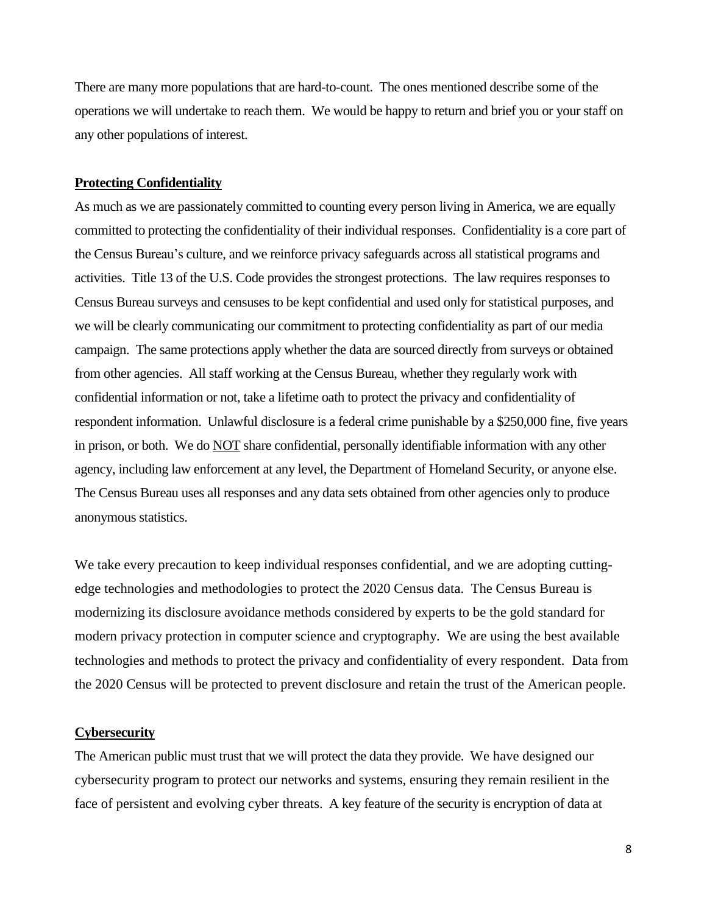There are many more populations that are hard-to-count. The ones mentioned describe some of the operations we will undertake to reach them. We would be happy to return and brief you or your staff on any other populations of interest.

**Protecting Confidentiality**

As much as we are passionately committed to counting every person living in America, we are equally committed to protecting the confidentiality of their individual responses. Confidentiality is a core part of the Census Bureau's culture, and we reinforce privacy safeguards across all statistical programs and activities. Title 13 of the U.S. Code provides the strongest protections. The law requires responses to Census Bureau surveys and censuses to be kept confidential and used only for statistical purposes, and we will be clearly communicating our commitment to protecting confidentiality as part of our media campaign. The same protections apply whether the data are sourced directly from surveys or obtained from other agencies. All staff working at the Census Bureau, whether they regularly work with confidential information or not, take a lifetime oath to protect the privacy and confidentiality of respondent information. Unlawful disclosure is a federal crime punishable by a $250,000 fine, five years in prison, or both. We do NOT share confidential, personally identifiable information with any other agency, including law enforcement at any level, the Department of Homeland Security, or anyone else. The Census Bureau uses all responses and any data sets obtained from other agencies only to produce anonymous statistics.

We take every precaution to keep individual responses confidential, and we are adopting cutting-edge technologies and methodologies to protect the 2020 Census data. The Census Bureau is modernizing its disclosure avoidance methods considered by experts to be the gold standard for modern privacy protection in computer science and cryptography. We are using the best available technologies and methods to protect the privacy and confidentiality of every respondent. Data from the 2020 Census will be protected to prevent disclosure and retain the trust of the American people.

**Cybersecurity**

The American public must trust that we will protect the data they provide. We have designed our cybersecurity program to protect our networks and systems, ensuring they remain resilient in the face of persistent and evolving cyber threats. A key feature of the security is encryption of data at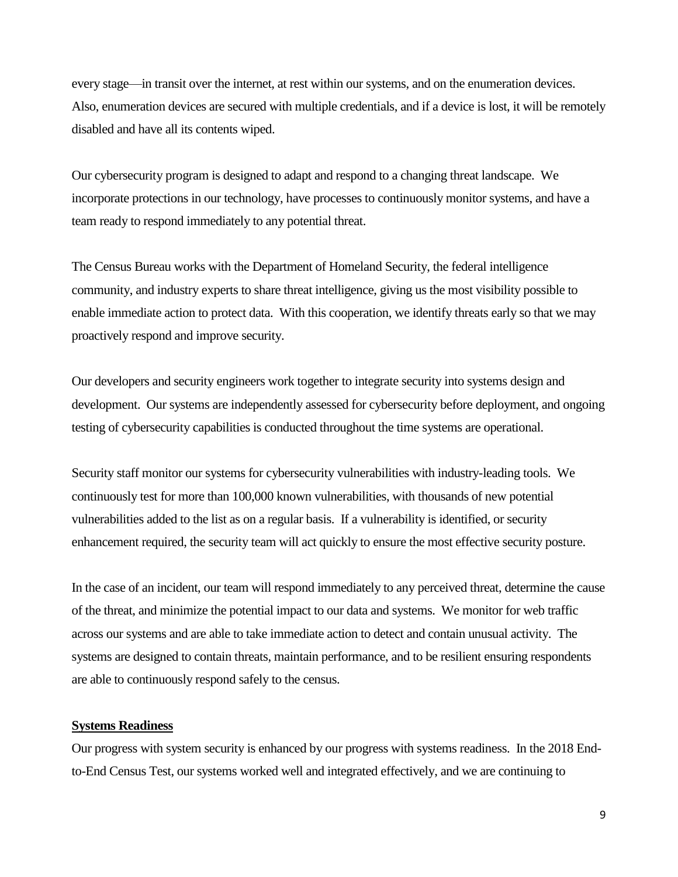every stage—in transit over the internet, at rest within our systems, and on the enumeration devices. Also, enumeration devices are secured with multiple credentials, and if a device is lost, it will be remotely disabled and have all its contents wiped.

Our cybersecurity program is designed to adapt and respond to a changing threat landscape. We incorporate protections in our technology, have processes to continuously monitor systems, and have a team ready to respond immediately to any potential threat.

The Census Bureau works with the Department of Homeland Security, the federal intelligence community, and industry experts to share threat intelligence, giving us the most visibility possible to enable immediate action to protect data. With this cooperation, we identify threats early so that we may proactively respond and improve security.

Our developers and security engineers work together to integrate security into systems design and development. Our systems are independently assessed for cybersecurity before deployment, and ongoing testing of cybersecurity capabilities is conducted throughout the time systems are operational.

Security staff monitor our systems for cybersecurity vulnerabilities with industry-leading tools. We continuously test for more than 100,000 known vulnerabilities, with thousands of new potential vulnerabilities added to the list as on a regular basis. If a vulnerability is identified, or security enhancement required, the security team will act quickly to ensure the most effective security posture.

In the case of an incident, our team will respond immediately to any perceived threat, determine the cause of the threat, and minimize the potential impact to our data and systems. We monitor for web traffic across our systems and are able to take immediate action to detect and contain unusual activity. The systems are designed to contain threats, maintain performance, and to be resilient ensuring respondents are able to continuously respond safely to the census.

**Systems Readiness**

Our progress with system security is enhanced by our progress with systems readiness. In the 2018 End-to-End Census Test, our systems worked well and integrated effectively, and we are continuing to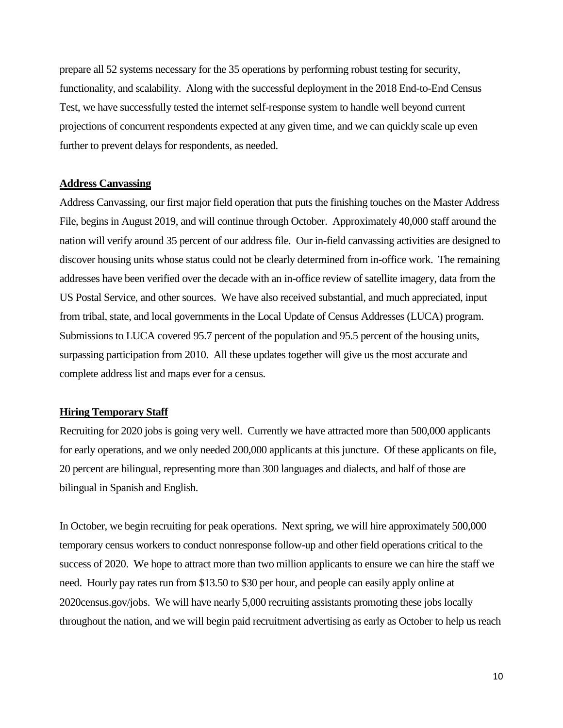prepare all 52 systems necessary for the 35 operations by performing robust testing for security, functionality, and scalability. Along with the successful deployment in the 2018 End-to-End Census Test, we have successfully tested the internet self-response system to handle well beyond current projections of concurrent respondents expected at any given time, and we can quickly scale up even further to prevent delays for respondents, as needed.

**Address Canvassing**

Address Canvassing, our first major field operation that puts the finishing touches on the Master Address File, begins in August 2019, and will continue through October. Approximately 40,000 staff around the nation will verify around 35 percent of our address file. Our in-field canvassing activities are designed to discover housing units whose status could not be clearly determined from in-office work. The remaining addresses have been verified over the decade with an in-office review of satellite imagery, data from the US Postal Service, and other sources. We have also received substantial, and much appreciated, input from tribal, state, and local governments in the Local Update of Census Addresses (LUCA) program. Submissions to LUCA covered 95.7 percent of the population and 95.5 percent of the housing units, surpassing participation from 2010. All these updates together will give us the most accurate and complete address list and maps ever for a census.

**Hiring Temporary Staff**

Recruiting for 2020 jobs is going very well. Currently we have attracted more than 500,000 applicants for early operations, and we only needed 200,000 applicants at this juncture. Of these applicants on file, 20 percent are bilingual, representing more than 300 languages and dialects, and half of those are bilingual in Spanish and English.

In October, we begin recruiting for peak operations. Next spring, we will hire approximately 500,000 temporary census workers to conduct nonresponse follow-up and other field operations critical to the success of 2020. We hope to attract more than two million applicants to ensure we can hire the staff we need. Hourly pay rates run from \$13.50 to \$30 per hour, and people can easily apply online at 2020census.gov/jobs. We will have nearly 5,000 recruiting assistants promoting these jobs locally throughout the nation, and we will begin paid recruitment advertising as early as October to help us reach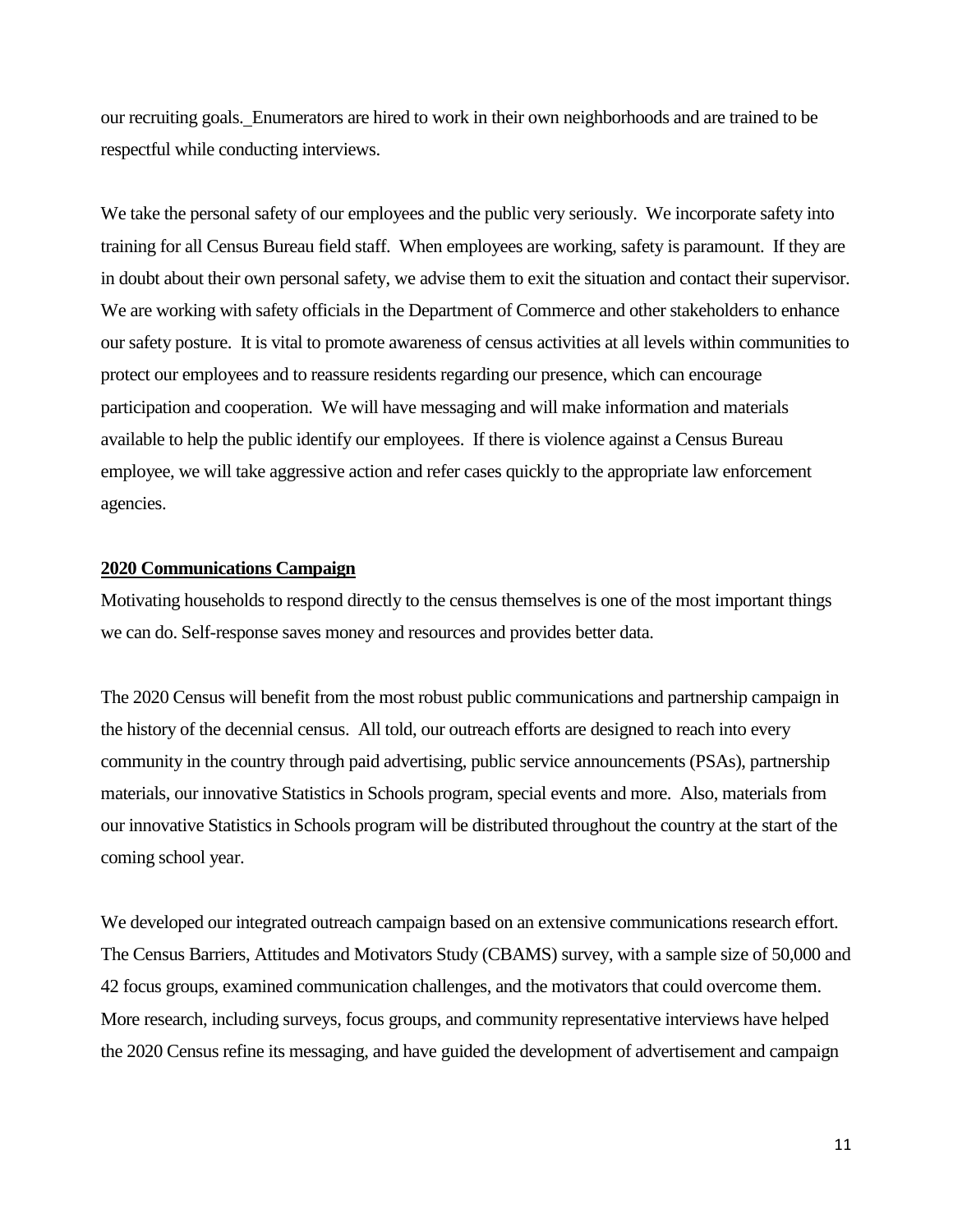our recruiting goals. Enumerators are hired to work in their own neighborhoods and are trained to be respectful while conducting interviews.

We take the personal safety of our employees and the public very seriously. We incorporate safety into training for all Census Bureau field staff. When employees are working, safety is paramount. If they are in doubt about their own personal safety, we advise them to exit the situation and contact their supervisor. We are working with safety officials in the Department of Commerce and other stakeholders to enhance our safety posture. It is vital to promote awareness of census activities at all levels within communities to protect our employees and to reassure residents regarding our presence, which can encourage participation and cooperation. We will have messaging and will make information and materials available to help the public identify our employees. If there is violence against a Census Bureau employee, we will take aggressive action and refer cases quickly to the appropriate law enforcement agencies.

**2020 Communications Campaign**

Motivating households to respond directly to the census themselves is one of the most important things we can do. Self-response saves money and resources and provides better data.

The 2020 Census will benefit from the most robust public communications and partnership campaign in the history of the decennial census. All told, our outreach efforts are designed to reach into every community in the country through paid advertising, public service announcements (PSAs), partnership materials, our innovative Statistics in Schools program, special events and more. Also, materials from our innovative Statistics in Schools program will be distributed throughout the country at the start of the coming school year.

We developed our integrated outreach campaign based on an extensive communications research effort. The Census Barriers, Attitudes and Motivators Study (CBAMS) survey, with a sample size of 50,000 and 42 focus groups, examined communication challenges, and the motivators that could overcome them. More research, including surveys, focus groups, and community representative interviews have helped the 2020 Census refine its messaging, and have guided the development of advertisement and campaign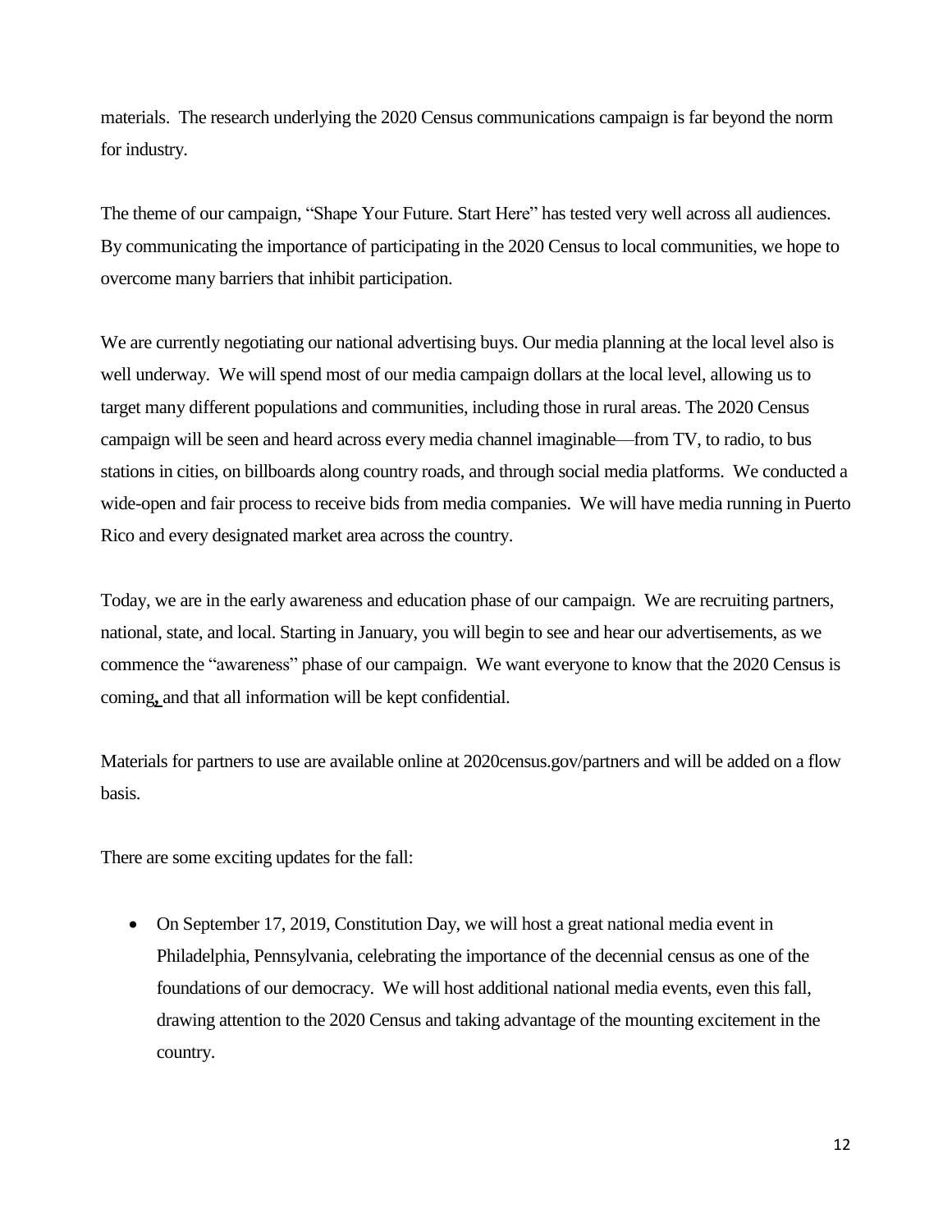materials. The research underlying the 2020 Census communications campaign is far beyond the norm for industry.

The theme of our campaign, "Shape Your Future. Start Here" has tested very well across all audiences. By communicating the importance of participating in the 2020 Census to local communities, we hope to overcome many barriers that inhibit participation.

We are currently negotiating our national advertising buys. Our media planning at the local level also is well underway. We will spend most of our media campaign dollars at the local level, allowing us to target many different populations and communities, including those in rural areas. The 2020 Census campaign will be seen and heard across every media channel imaginable—from TV, to radio, to bus stations in cities, on billboards along country roads, and through social media platforms. We conducted a wide-open and fair process to receive bids from media companies. We will have media running in Puerto Rico and every designated market area across the country.

Today, we are in the early awareness and education phase of our campaign. We are recruiting partners, national, state, and local. Starting in January, you will begin to see and hear our advertisements, as we commence the "awareness" phase of our campaign. We want everyone to know that the 2020 Census is coming, and that all information will be kept confidential.

Materials for partners to use are available online at 2020census.gov/partners and will be added on a flow basis.

There are some exciting updates for the fall:

- On September 17, 2019, Constitution Day, we will host a great national media event in Philadelphia, Pennsylvania, celebrating the importance of the decennial census as one of the foundations of our democracy. We will host additional national media events, even this fall, drawing attention to the 2020 Census and taking advantage of the mounting excitement in the country.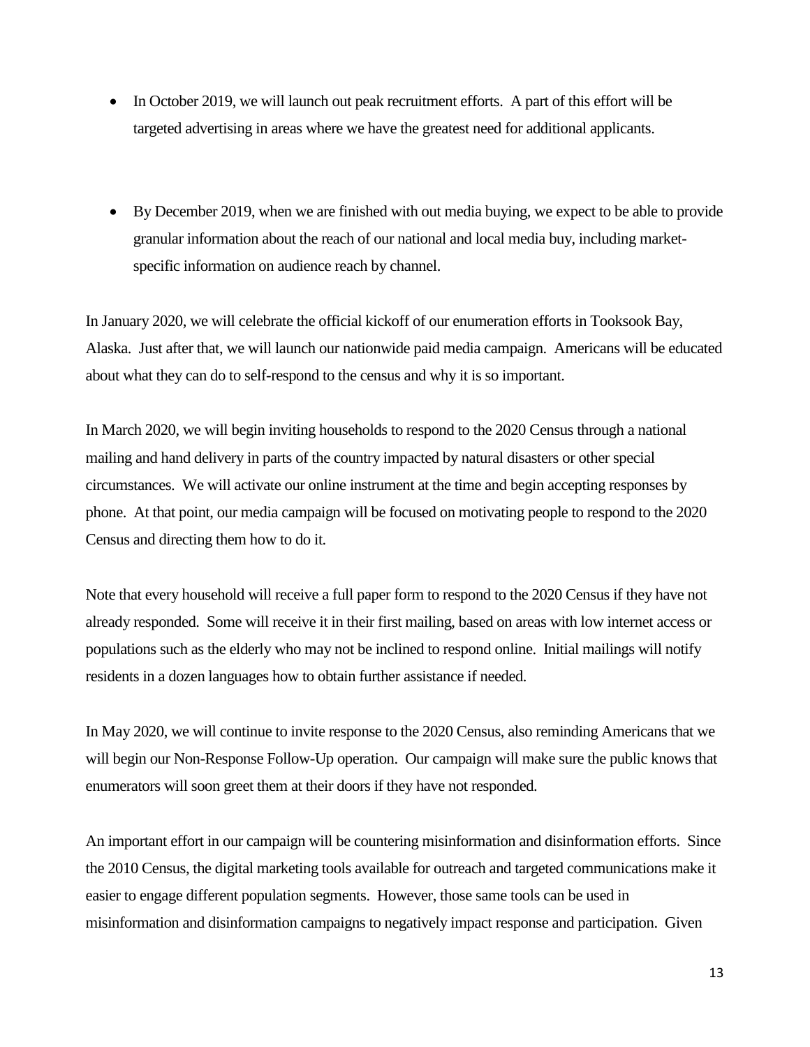- In October 2019, we will launch out peak recruitment efforts. A part of this effort will be targeted advertising in areas where we have the greatest need for additional applicants.

- By December 2019, when we are finished with out media buying, we expect to be able to provide granular information about the reach of our national and local media buy, including market-specific information on audience reach by channel.

In January 2020, we will celebrate the official kickoff of our enumeration efforts in Tooksook Bay, Alaska. Just after that, we will launch our nationwide paid media campaign. Americans will be educated about what they can do to self-respond to the census and why it is so important.

In March 2020, we will begin inviting households to respond to the 2020 Census through a national mailing and hand delivery in parts of the country impacted by natural disasters or other special circumstances. We will activate our online instrument at the time and begin accepting responses by phone. At that point, our media campaign will be focused on motivating people to respond to the 2020 Census and directing them how to do it.

Note that every household will receive a full paper form to respond to the 2020 Census if they have not already responded. Some will receive it in their first mailing, based on areas with low internet access or populations such as the elderly who may not be inclined to respond online. Initial mailings will notify residents in a dozen languages how to obtain further assistance if needed.

In May 2020, we will continue to invite response to the 2020 Census, also reminding Americans that we will begin our Non-Response Follow-Up operation. Our campaign will make sure the public knows that enumerators will soon greet them at their doors if they have not responded.

An important effort in our campaign will be countering misinformation and disinformation efforts. Since the 2010 Census, the digital marketing tools available for outreach and targeted communications make it easier to engage different population segments. However, those same tools can be used in misinformation and disinformation campaigns to negatively impact response and participation. Given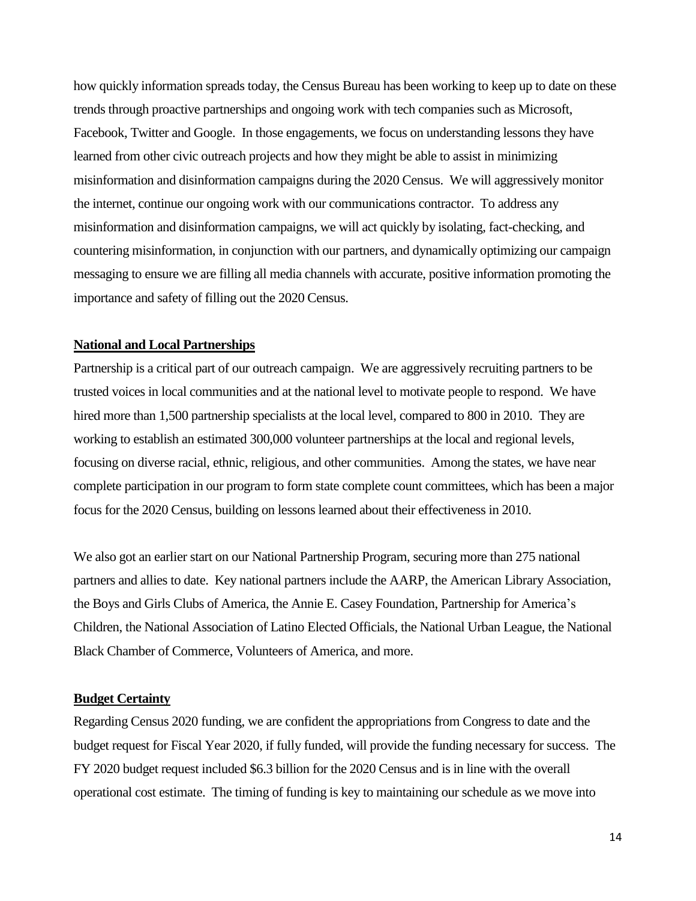how quickly information spreads today, the Census Bureau has been working to keep up to date on these trends through proactive partnerships and ongoing work with tech companies such as Microsoft, Facebook, Twitter and Google. In those engagements, we focus on understanding lessons they have learned from other civic outreach projects and how they might be able to assist in minimizing misinformation and disinformation campaigns during the 2020 Census. We will aggressively monitor the internet, continue our ongoing work with our communications contractor. To address any misinformation and disinformation campaigns, we will act quickly by isolating, fact-checking, and countering misinformation, in conjunction with our partners, and dynamically optimizing our campaign messaging to ensure we are filling all media channels with accurate, positive information promoting the importance and safety of filling out the 2020 Census.

**National and Local Partnerships**

Partnership is a critical part of our outreach campaign. We are aggressively recruiting partners to be trusted voices in local communities and at the national level to motivate people to respond. We have hired more than 1,500 partnership specialists at the local level, compared to 800 in 2010. They are working to establish an estimated 300,000 volunteer partnerships at the local and regional levels, focusing on diverse racial, ethnic, religious, and other communities. Among the states, we have near complete participation in our program to form state complete count committees, which has been a major focus for the 2020 Census, building on lessons learned about their effectiveness in 2010.

We also got an earlier start on our National Partnership Program, securing more than 275 national partners and allies to date. Key national partners include the AARP, the American Library Association, the Boys and Girls Clubs of America, the Annie E. Casey Foundation, Partnership for America's Children, the National Association of Latino Elected Officials, the National Urban League, the National Black Chamber of Commerce, Volunteers of America, and more.

**Budget Certainty**

Regarding Census 2020 funding, we are confident the appropriations from Congress to date and the budget request for Fiscal Year 2020, if fully funded, will provide the funding necessary for success. The FY 2020 budget request included $6.3 billion for the 2020 Census and is in line with the overall operational cost estimate. The timing of funding is key to maintaining our schedule as we move into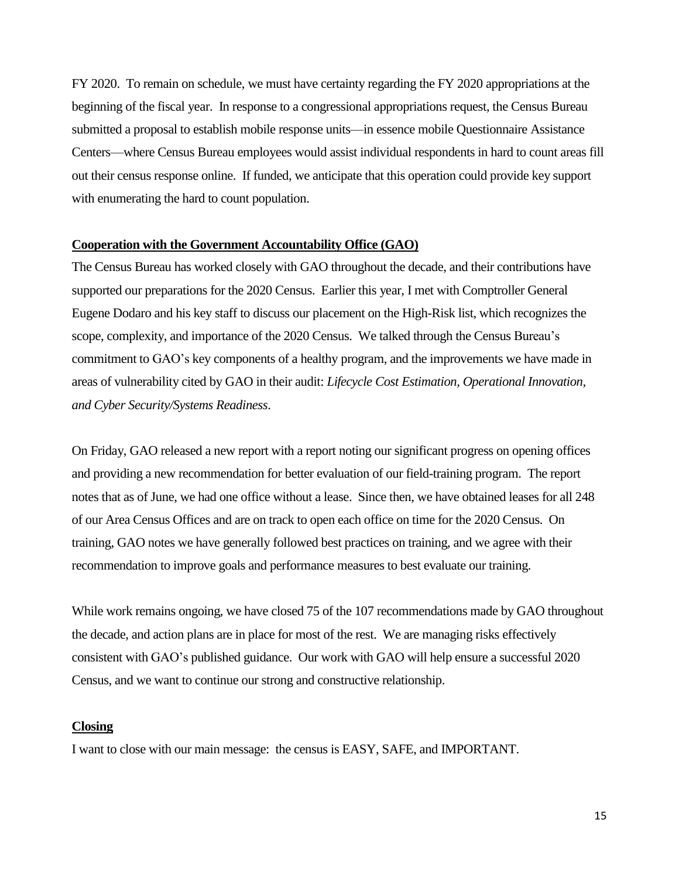FY 2020. To remain on schedule, we must have certainty regarding the FY 2020 appropriations at the beginning of the fiscal year. In response to a congressional appropriations request, the Census Bureau submitted a proposal to establish mobile response units—in essence mobile Questionnaire Assistance Centers—where Census Bureau employees would assist individual respondents in hard to count areas fill out their census response online. If funded, we anticipate that this operation could provide key support with enumerating the hard to count population.

**Cooperation with the Government Accountability Office (GAO)**

The Census Bureau has worked closely with GAO throughout the decade, and their contributions have supported our preparations for the 2020 Census. Earlier this year, I met with Comptroller General Eugene Dodaro and his key staff to discuss our placement on the High-Risk list, which recognizes the scope, complexity, and importance of the 2020 Census. We talked through the Census Bureau's commitment to GAO's key components of a healthy program, and the improvements we have made in areas of vulnerability cited by GAO in their audit: *Lifecycle Cost Estimation, Operational Innovation, and Cyber Security/Systems Readiness*.

On Friday, GAO released a new report with a report noting our significant progress on opening offices and providing a new recommendation for better evaluation of our field-training program. The report notes that as of June, we had one office without a lease. Since then, we have obtained leases for all 248 of our Area Census Offices and are on track to open each office on time for the 2020 Census. On training, GAO notes we have generally followed best practices on training, and we agree with their recommendation to improve goals and performance measures to best evaluate our training.

While work remains ongoing, we have closed 75 of the 107 recommendations made by GAO throughout the decade, and action plans are in place for most of the rest. We are managing risks effectively consistent with GAO's published guidance. Our work with GAO will help ensure a successful 2020 Census, and we want to continue our strong and constructive relationship.

**Closing**

I want to close with our main message: the census is EASY, SAFE, and IMPORTANT.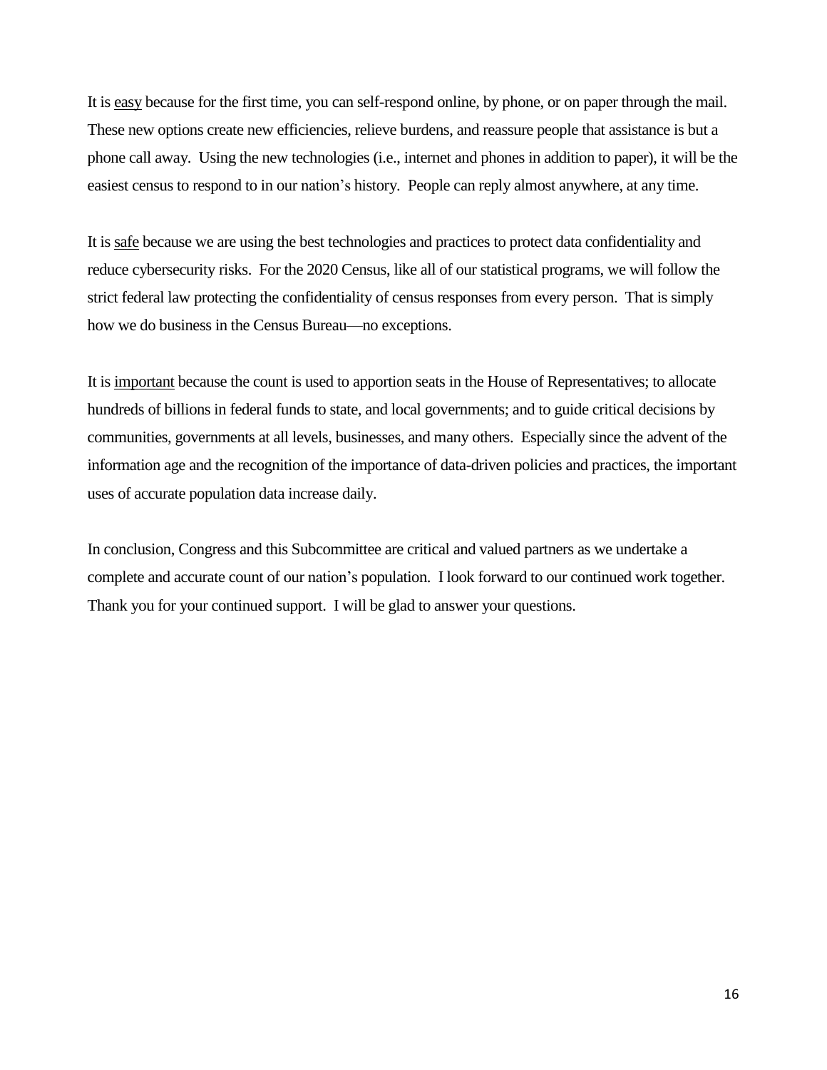It is easy because for the first time, you can self-respond online, by phone, or on paper through the mail. These new options create new efficiencies, relieve burdens, and reassure people that assistance is but a phone call away. Using the new technologies (i.e., internet and phones in addition to paper), it will be the easiest census to respond to in our nation's history. People can reply almost anywhere, at any time.

It is safe because we are using the best technologies and practices to protect data confidentiality and reduce cybersecurity risks. For the 2020 Census, like all of our statistical programs, we will follow the strict federal law protecting the confidentiality of census responses from every person. That is simply how we do business in the Census Bureau—no exceptions.

It is important because the count is used to apportion seats in the House of Representatives; to allocate hundreds of billions in federal funds to state, and local governments; and to guide critical decisions by communities, governments at all levels, businesses, and many others. Especially since the advent of the information age and the recognition of the importance of data-driven policies and practices, the important uses of accurate population data increase daily.

In conclusion, Congress and this Subcommittee are critical and valued partners as we undertake a complete and accurate count of our nation's population. I look forward to our continued work together. Thank you for your continued support. I will be glad to answer your questions.